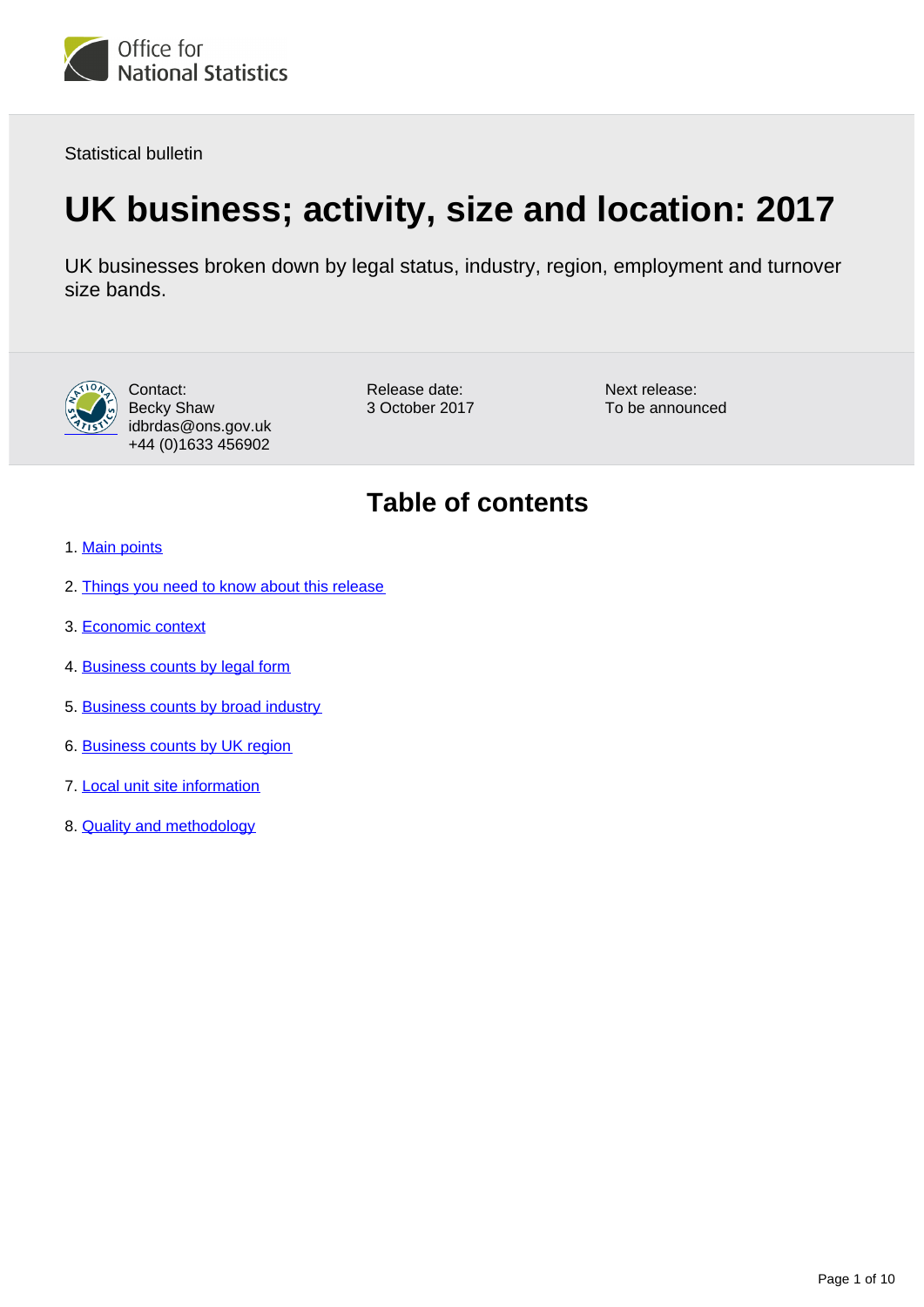Statistical bulletin

# UK business; activity, size and location: 2017

UK businesses broken down by legal status, industry, region, employment and turnover size bands.

Contact:
Becky Shaw
idbrdas@ons.gov.uk
+44 (0)1633 456902

Release date:
3 October 2017

Next release:
To be announced

## Table of contents

1. Main points
2. Things you need to know about this release
3. Economic context
4. Business counts by legal form
5. Business counts by broad industry
6. Business counts by UK region
7. Local unit site information
8. Quality and methodology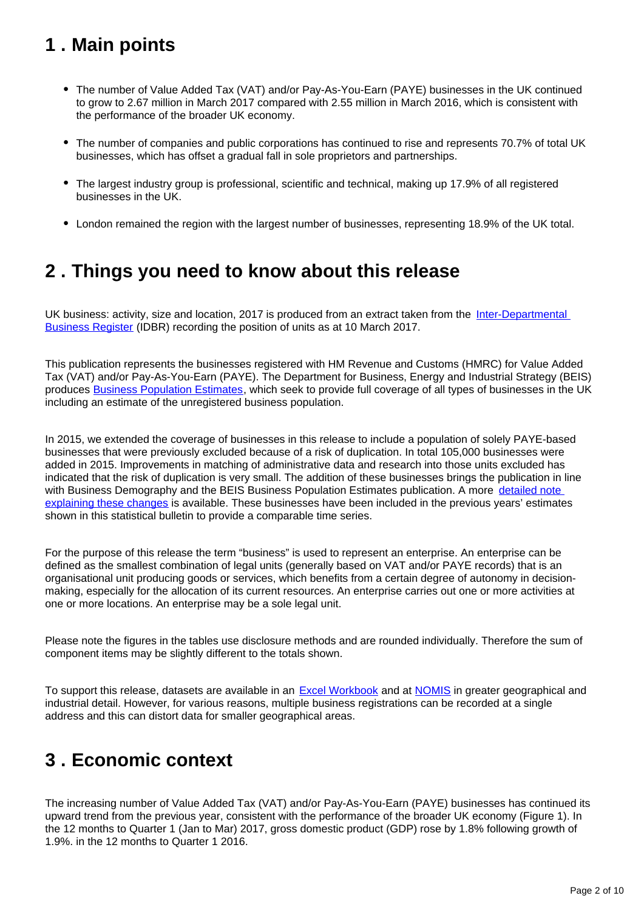## 1 . Main points

- The number of Value Added Tax (VAT) and/or Pay-As-You-Earn (PAYE) businesses in the UK continued to grow to 2.67 million in March 2017 compared with 2.55 million in March 2016, which is consistent with the performance of the broader UK economy.
- The number of companies and public corporations has continued to rise and represents 70.7% of total UK businesses, which has offset a gradual fall in sole proprietors and partnerships.
- The largest industry group is professional, scientific and technical, making up 17.9% of all registered businesses in the UK.
- London remained the region with the largest number of businesses, representing 18.9% of the UK total.

## 2 . Things you need to know about this release

UK business: activity, size and location, 2017 is produced from an extract taken from the Inter-Departmental Business Register (IDBR) recording the position of units as at 10 March 2017.

This publication represents the businesses registered with HM Revenue and Customs (HMRC) for Value Added Tax (VAT) and/or Pay-As-You-Earn (PAYE). The Department for Business, Energy and Industrial Strategy (BEIS) produces Business Population Estimates, which seek to provide full coverage of all types of businesses in the UK including an estimate of the unregistered business population.

In 2015, we extended the coverage of businesses in this release to include a population of solely PAYE-based businesses that were previously excluded because of a risk of duplication. In total 105,000 businesses were added in 2015. Improvements in matching of administrative data and research into those units excluded has indicated that the risk of duplication is very small. The addition of these businesses brings the publication in line with Business Demography and the BEIS Business Population Estimates publication. A more detailed note explaining these changes is available. These businesses have been included in the previous years' estimates shown in this statistical bulletin to provide a comparable time series.

For the purpose of this release the term "business" is used to represent an enterprise. An enterprise can be defined as the smallest combination of legal units (generally based on VAT and/or PAYE records) that is an organisational unit producing goods or services, which benefits from a certain degree of autonomy in decision-making, especially for the allocation of its current resources. An enterprise carries out one or more activities at one or more locations. An enterprise may be a sole legal unit.

Please note the figures in the tables use disclosure methods and are rounded individually. Therefore the sum of component items may be slightly different to the totals shown.

To support this release, datasets are available in an Excel Workbook and at NOMIS in greater geographical and industrial detail. However, for various reasons, multiple business registrations can be recorded at a single address and this can distort data for smaller geographical areas.

## 3 . Economic context

The increasing number of Value Added Tax (VAT) and/or Pay-As-You-Earn (PAYE) businesses has continued its upward trend from the previous year, consistent with the performance of the broader UK economy (Figure 1). In the 12 months to Quarter 1 (Jan to Mar) 2017, gross domestic product (GDP) rose by 1.8% following growth of 1.9%. in the 12 months to Quarter 1 2016.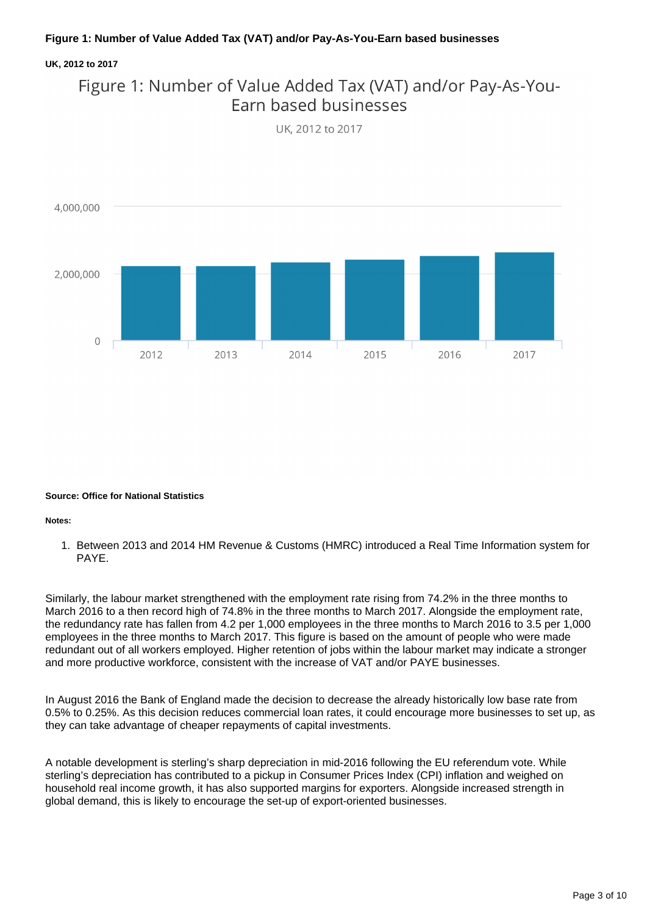**Figure 1: Number of Value Added Tax (VAT) and/or Pay-As-You-Earn based businesses**

**UK, 2012 to 2017**

**Source: Office for National Statistics**

**Notes:**

1. Between 2013 and 2014 HM Revenue & Customs (HMRC) introduced a Real Time Information system for PAYE.

Similarly, the labour market strengthened with the employment rate rising from 74.2% in the three months to March 2016 to a then record high of 74.8% in the three months to March 2017. Alongside the employment rate, the redundancy rate has fallen from 4.2 per 1,000 employees in the three months to March 2016 to 3.5 per 1,000 employees in the three months to March 2017. This figure is based on the amount of people who were made redundant out of all workers employed. Higher retention of jobs within the labour market may indicate a stronger and more productive workforce, consistent with the increase of VAT and/or PAYE businesses.

In August 2016 the Bank of England made the decision to decrease the already historically low base rate from 0.5% to 0.25%. As this decision reduces commercial loan rates, it could encourage more businesses to set up, as they can take advantage of cheaper repayments of capital investments.

A notable development is sterling's sharp depreciation in mid-2016 following the EU referendum vote. While sterling's depreciation has contributed to a pickup in Consumer Prices Index (CPI) inflation and weighed on household real income growth, it has also supported margins for exporters. Alongside increased strength in global demand, this is likely to encourage the set-up of export-oriented businesses.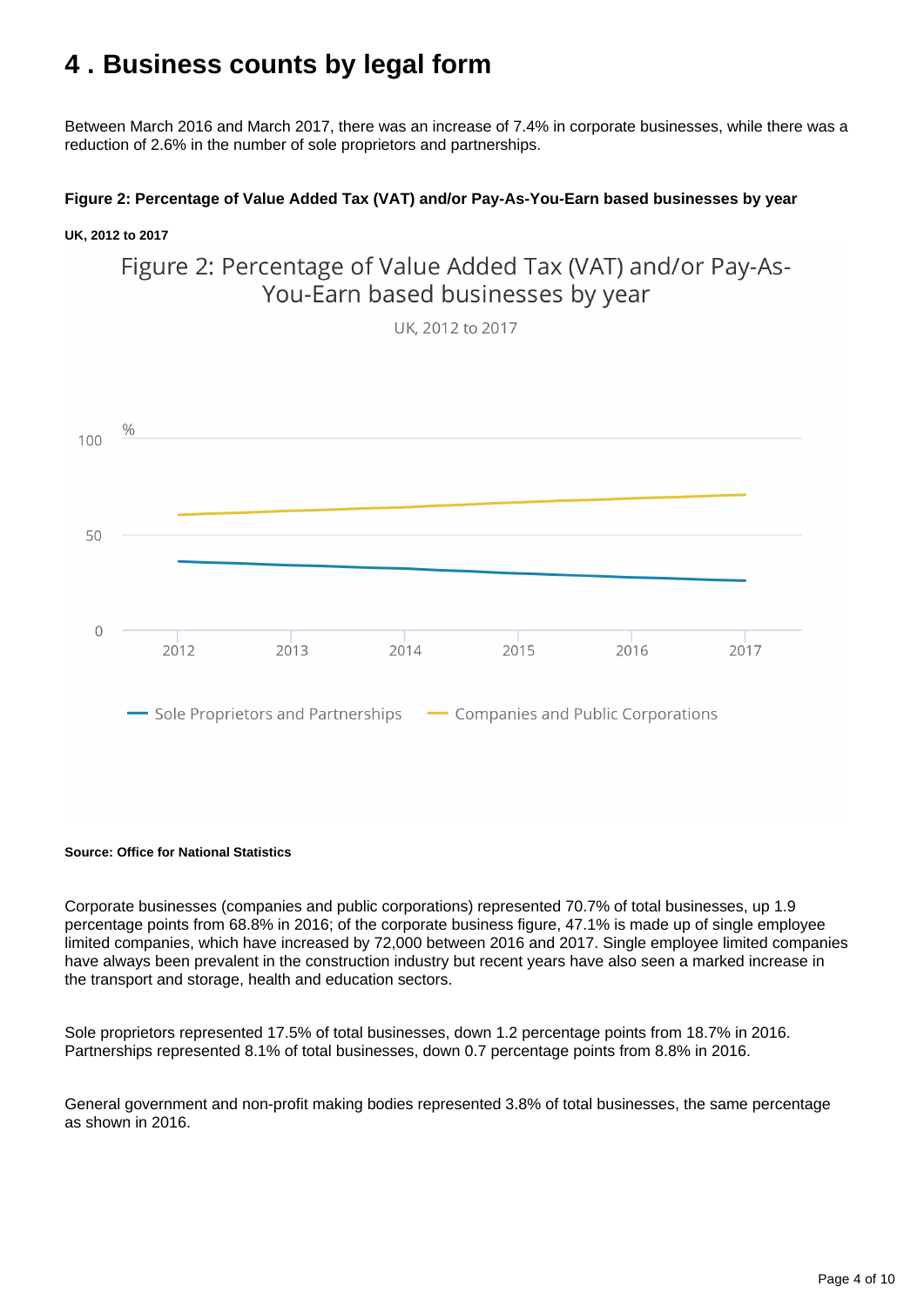## 4 . Business counts by legal form

Between March 2016 and March 2017, there was an increase of 7.4% in corporate businesses, while there was a reduction of 2.6% in the number of sole proprietors and partnerships.

**Figure 2: Percentage of Value Added Tax (VAT) and/or Pay-As-You-Earn based businesses by year**

**UK, 2012 to 2017**

**Source: Office for National Statistics**

Corporate businesses (companies and public corporations) represented 70.7% of total businesses, up 1.9 percentage points from 68.8% in 2016; of the corporate business figure, 47.1% is made up of single employee limited companies, which have increased by 72,000 between 2016 and 2017. Single employee limited companies have always been prevalent in the construction industry but recent years have also seen a marked increase in the transport and storage, health and education sectors.

Sole proprietors represented 17.5% of total businesses, down 1.2 percentage points from 18.7% in 2016. Partnerships represented 8.1% of total businesses, down 0.7 percentage points from 8.8% in 2016.

General government and non-profit making bodies represented 3.8% of total businesses, the same percentage as shown in 2016.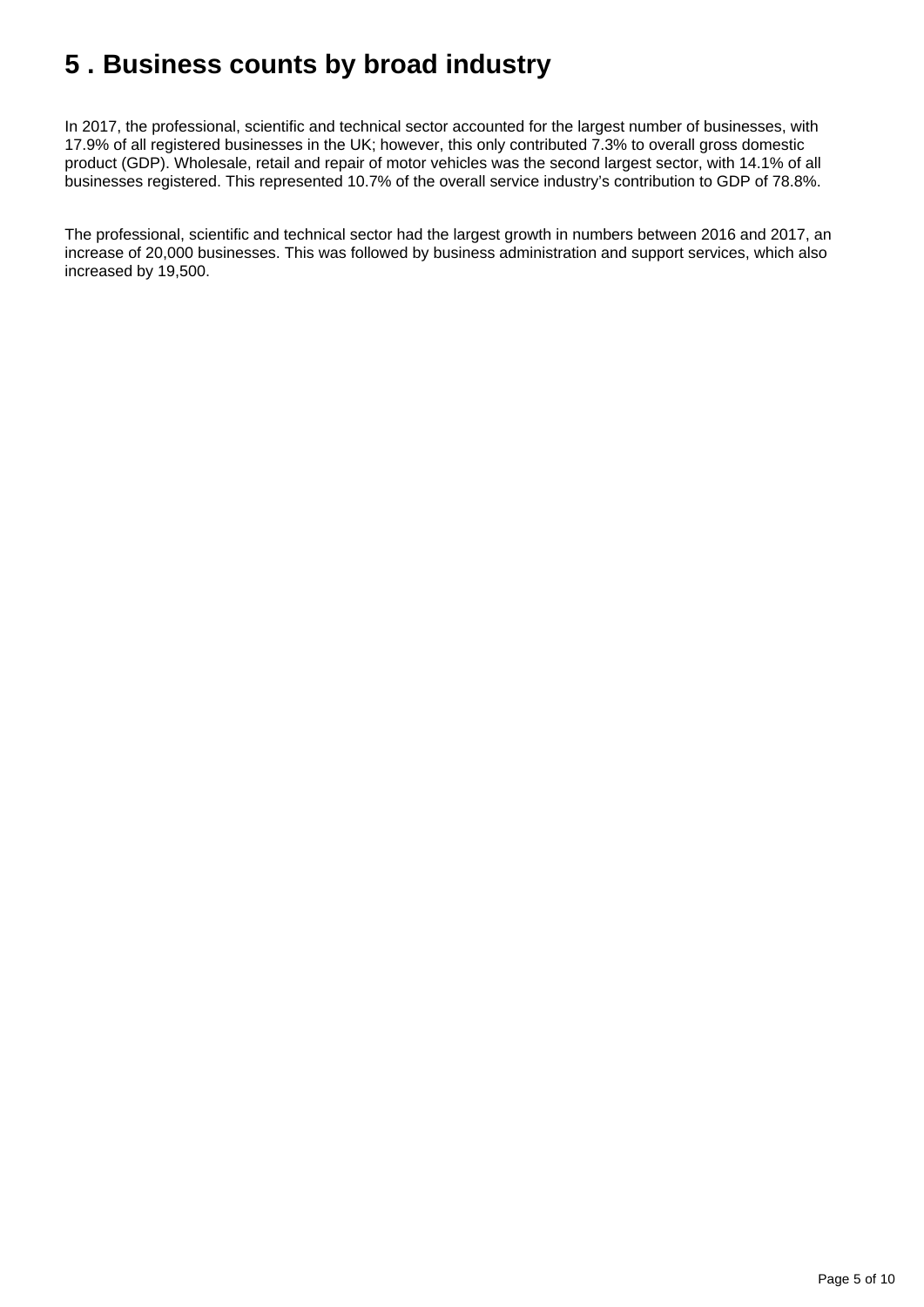# 5 . Business counts by broad industry

In 2017, the professional, scientific and technical sector accounted for the largest number of businesses, with 17.9% of all registered businesses in the UK; however, this only contributed 7.3% to overall gross domestic product (GDP). Wholesale, retail and repair of motor vehicles was the second largest sector, with 14.1% of all businesses registered. This represented 10.7% of the overall service industry's contribution to GDP of 78.8%.

The professional, scientific and technical sector had the largest growth in numbers between 2016 and 2017, an increase of 20,000 businesses. This was followed by business administration and support services, which also increased by 19,500.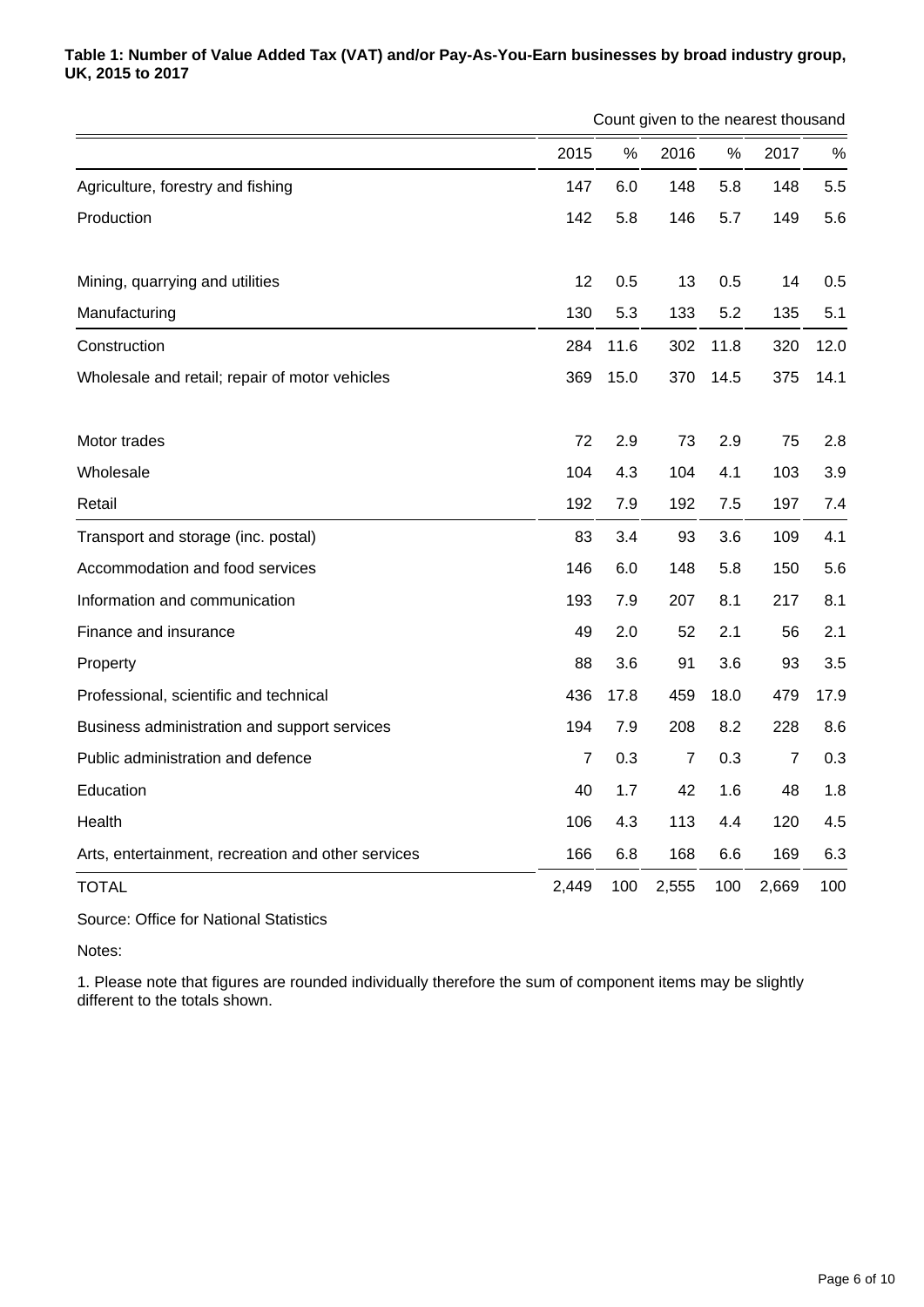**Table 1: Number of Value Added Tax (VAT) and/or Pay-As-You-Earn businesses by broad industry group, UK, 2015 to 2017**

Count given to the nearest thousand

| | 2015 | % | 2016 | % | 2017 | % |
|---|---|---|---|---|---|---|
| Agriculture, forestry and fishing | 147 | 6.0 | 148 | 5.8 | 148 | 5.5 |
| Production | 142 | 5.8 | 146 | 5.7 | 149 | 5.6 |
| Mining, quarrying and utilities | 12 | 0.5 | 13 | 0.5 | 14 | 0.5 |
| Manufacturing | 130 | 5.3 | 133 | 5.2 | 135 | 5.1 |
| Construction | 284 | 11.6 | 302 | 11.8 | 320 | 12.0 |
| Wholesale and retail; repair of motor vehicles | 369 | 15.0 | 370 | 14.5 | 375 | 14.1 |
| Motor trades | 72 | 2.9 | 73 | 2.9 | 75 | 2.8 |
| Wholesale | 104 | 4.3 | 104 | 4.1 | 103 | 3.9 |
| Retail | 192 | 7.9 | 192 | 7.5 | 197 | 7.4 |
| Transport and storage (inc. postal) | 83 | 3.4 | 93 | 3.6 | 109 | 4.1 |
| Accommodation and food services | 146 | 6.0 | 148 | 5.8 | 150 | 5.6 |
| Information and communication | 193 | 7.9 | 207 | 8.1 | 217 | 8.1 |
| Finance and insurance | 49 | 2.0 | 52 | 2.1 | 56 | 2.1 |
| Property | 88 | 3.6 | 91 | 3.6 | 93 | 3.5 |
| Professional, scientific and technical | 436 | 17.8 | 459 | 18.0 | 479 | 17.9 |
| Business administration and support services | 194 | 7.9 | 208 | 8.2 | 228 | 8.6 |
| Public administration and defence | 7 | 0.3 | 7 | 0.3 | 7 | 0.3 |
| Education | 40 | 1.7 | 42 | 1.6 | 48 | 1.8 |
| Health | 106 | 4.3 | 113 | 4.4 | 120 | 4.5 |
| Arts, entertainment, recreation and other services | 166 | 6.8 | 168 | 6.6 | 169 | 6.3 |
| TOTAL | 2,449 | 100 | 2,555 | 100 | 2,669 | 100 |

Source: Office for National Statistics

Notes:

1. Please note that figures are rounded individually therefore the sum of component items may be slightly different to the totals shown.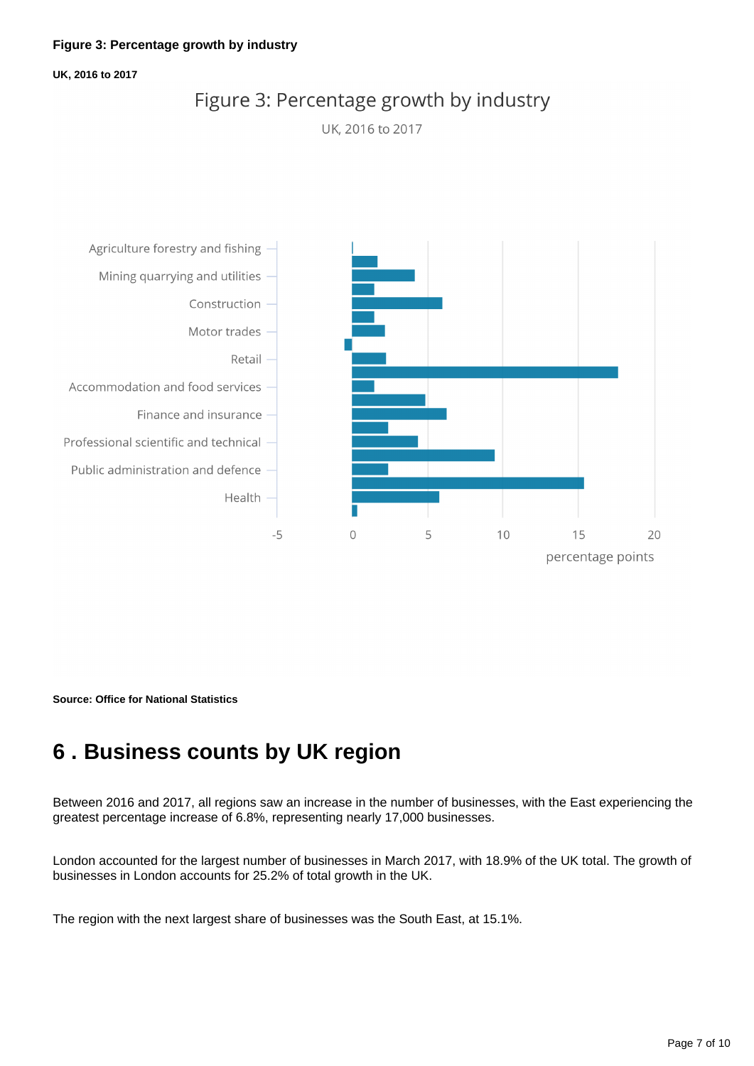**Figure 3: Percentage growth by industry**

**UK, 2016 to 2017**

Figure 3: Percentage growth by industry

UK, 2016 to 2017

Agriculture forestry and fishing
Mining quarrying and utilities
Construction
Motor trades
Retail
Accommodation and food services
Finance and insurance
Professional scientific and technical
Public administration and defence
Health

-5 0 5 10 15 20

percentage points

**Source: Office for National Statistics**

# 6 . Business counts by UK region

Between 2016 and 2017, all regions saw an increase in the number of businesses, with the East experiencing the greatest percentage increase of 6.8%, representing nearly 17,000 businesses.

London accounted for the largest number of businesses in March 2017, with 18.9% of the UK total. The growth of businesses in London accounts for 25.2% of total growth in the UK.

The region with the next largest share of businesses was the South East, at 15.1%.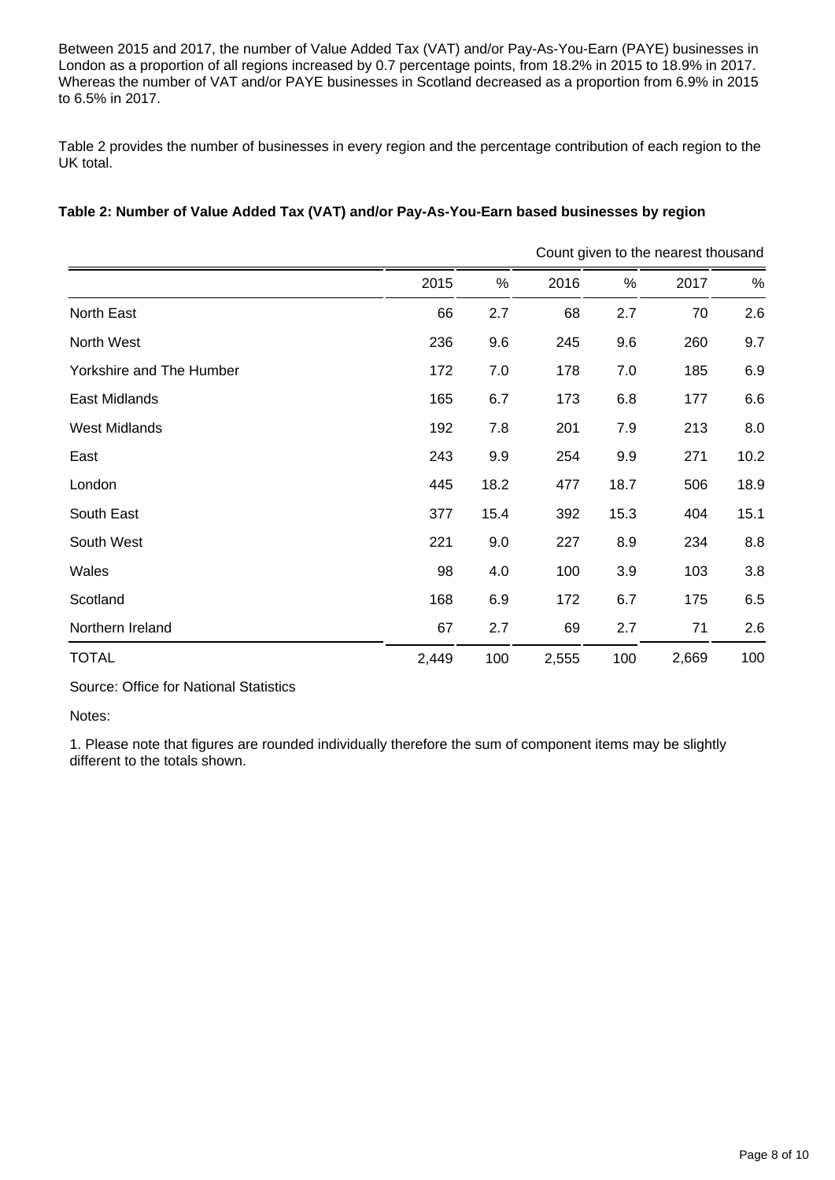Between 2015 and 2017, the number of Value Added Tax (VAT) and/or Pay-As-You-Earn (PAYE) businesses in London as a proportion of all regions increased by 0.7 percentage points, from 18.2% in 2015 to 18.9% in 2017. Whereas the number of VAT and/or PAYE businesses in Scotland decreased as a proportion from 6.9% in 2015 to 6.5% in 2017.

Table 2 provides the number of businesses in every region and the percentage contribution of each region to the UK total.

**Table 2: Number of Value Added Tax (VAT) and/or Pay-As-You-Earn based businesses by region**

Count given to the nearest thousand

| | 2015 | % | 2016 | % | 2017 | % |
|---|---|---|---|---|---|---|
| North East | 66 | 2.7 | 68 | 2.7 | 70 | 2.6 |
| North West | 236 | 9.6 | 245 | 9.6 | 260 | 9.7 |
| Yorkshire and The Humber | 172 | 7.0 | 178 | 7.0 | 185 | 6.9 |
| East Midlands | 165 | 6.7 | 173 | 6.8 | 177 | 6.6 |
| West Midlands | 192 | 7.8 | 201 | 7.9 | 213 | 8.0 |
| East | 243 | 9.9 | 254 | 9.9 | 271 | 10.2 |
| London | 445 | 18.2 | 477 | 18.7 | 506 | 18.9 |
| South East | 377 | 15.4 | 392 | 15.3 | 404 | 15.1 |
| South West | 221 | 9.0 | 227 | 8.9 | 234 | 8.8 |
| Wales | 98 | 4.0 | 100 | 3.9 | 103 | 3.8 |
| Scotland | 168 | 6.9 | 172 | 6.7 | 175 | 6.5 |
| Northern Ireland | 67 | 2.7 | 69 | 2.7 | 71 | 2.6 |
| TOTAL | 2,449 | 100 | 2,555 | 100 | 2,669 | 100 |

Source: Office for National Statistics

Notes:

1. Please note that figures are rounded individually therefore the sum of component items may be slightly different to the totals shown.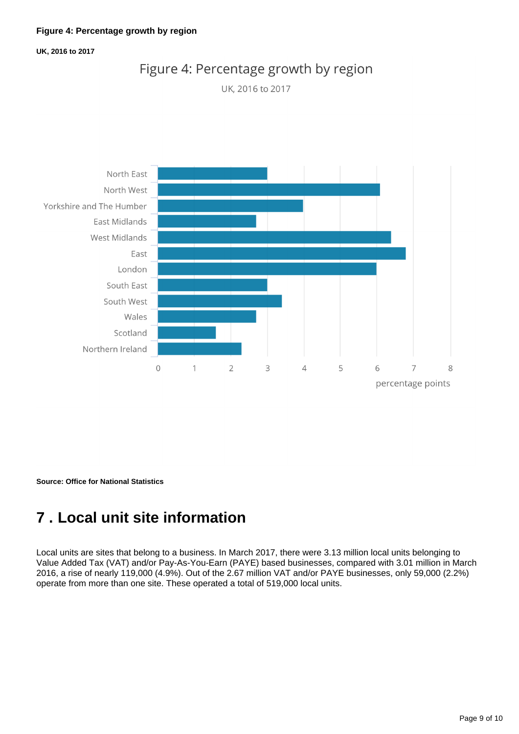**Figure 4: Percentage growth by region**

**UK, 2016 to 2017**

**Source: Office for National Statistics**

## 7 . Local unit site information

Local units are sites that belong to a business. In March 2017, there were 3.13 million local units belonging to Value Added Tax (VAT) and/or Pay-As-You-Earn (PAYE) based businesses, compared with 3.01 million in March 2016, a rise of nearly 119,000 (4.9%). Out of the 2.67 million VAT and/or PAYE businesses, only 59,000 (2.2%) operate from more than one site. These operated a total of 519,000 local units.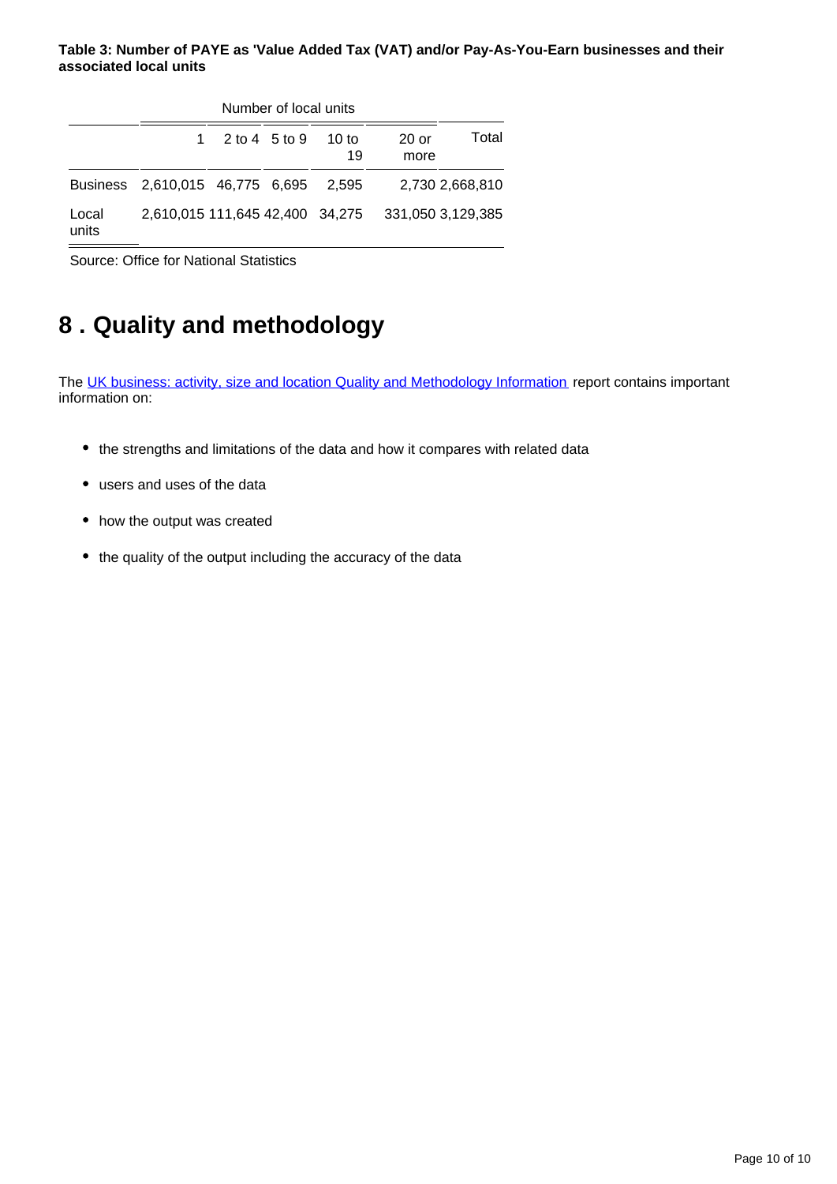**Table 3: Number of PAYE as 'Value Added Tax (VAT) and/or Pay-As-You-Earn businesses and their associated local units**

| | Number of local units | | | | | |
|---|---|---|---|---|---|---|
| | 1 | 2 to 4 | 5 to 9 | 10 to 19 | 20 or more | Total |
| Business | 2,610,015 | 46,775 | 6,695 | 2,595 | 2,730 | 2,668,810 |
| Local units | 2,610,015 | 111,645 | 42,400 | 34,275 | 331,050 | 3,129,385 |

Source: Office for National Statistics

# 8 . Quality and methodology

The [UK business: activity, size and location Quality and Methodology Information](UK business: activity, size and location Quality and Methodology Information) report contains important information on:

- the strengths and limitations of the data and how it compares with related data
- users and uses of the data
- how the output was created
- the quality of the output including the accuracy of the data